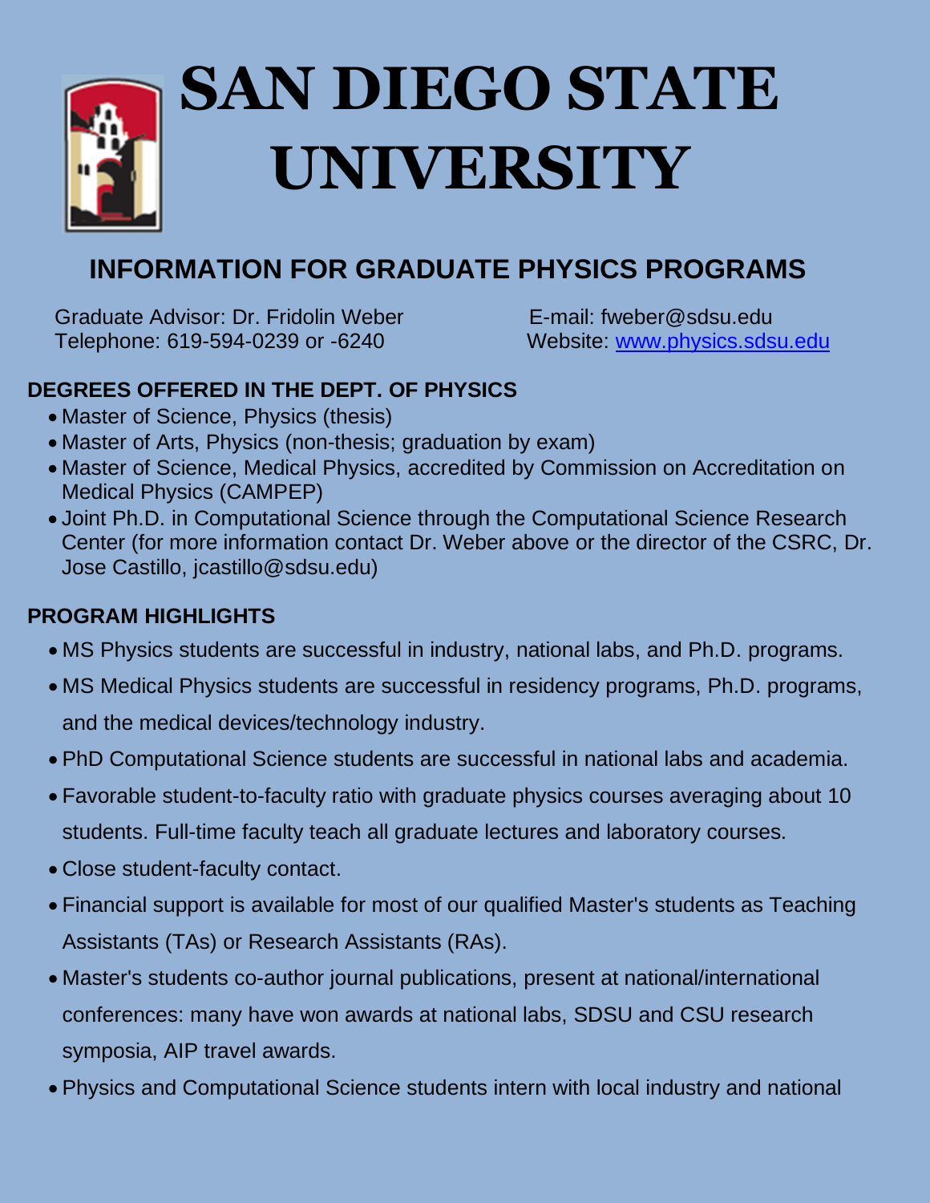# SAN DIEGO STATE UNIVERSITY

## INFORMATION FOR GRADUATE PHYSICS PROGRAMS

Graduate Advisor: Dr. Fridolin Weber
Telephone: 619-594-0239 or -6240

E-mail: fweber@sdsu.edu
Website: www.physics.sdsu.edu

### DEGREES OFFERED IN THE DEPT. OF PHYSICS

- Master of Science, Physics (thesis)
- Master of Arts, Physics (non-thesis; graduation by exam)
- Master of Science, Medical Physics, accredited by Commission on Accreditation on Medical Physics (CAMPEP)
- Joint Ph.D. in Computational Science through the Computational Science Research Center (for more information contact Dr. Weber above or the director of the CSRC, Dr. Jose Castillo, jcastillo@sdsu.edu)

### PROGRAM HIGHLIGHTS

- MS Physics students are successful in industry, national labs, and Ph.D. programs.
- MS Medical Physics students are successful in residency programs, Ph.D. programs, and the medical devices/technology industry.
- PhD Computational Science students are successful in national labs and academia.
- Favorable student-to-faculty ratio with graduate physics courses averaging about 10 students. Full-time faculty teach all graduate lectures and laboratory courses.
- Close student-faculty contact.
- Financial support is available for most of our qualified Master's students as Teaching Assistants (TAs) or Research Assistants (RAs).
- Master's students co-author journal publications, present at national/international conferences: many have won awards at national labs, SDSU and CSU research symposia, AIP travel awards.
- Physics and Computational Science students intern with local industry and national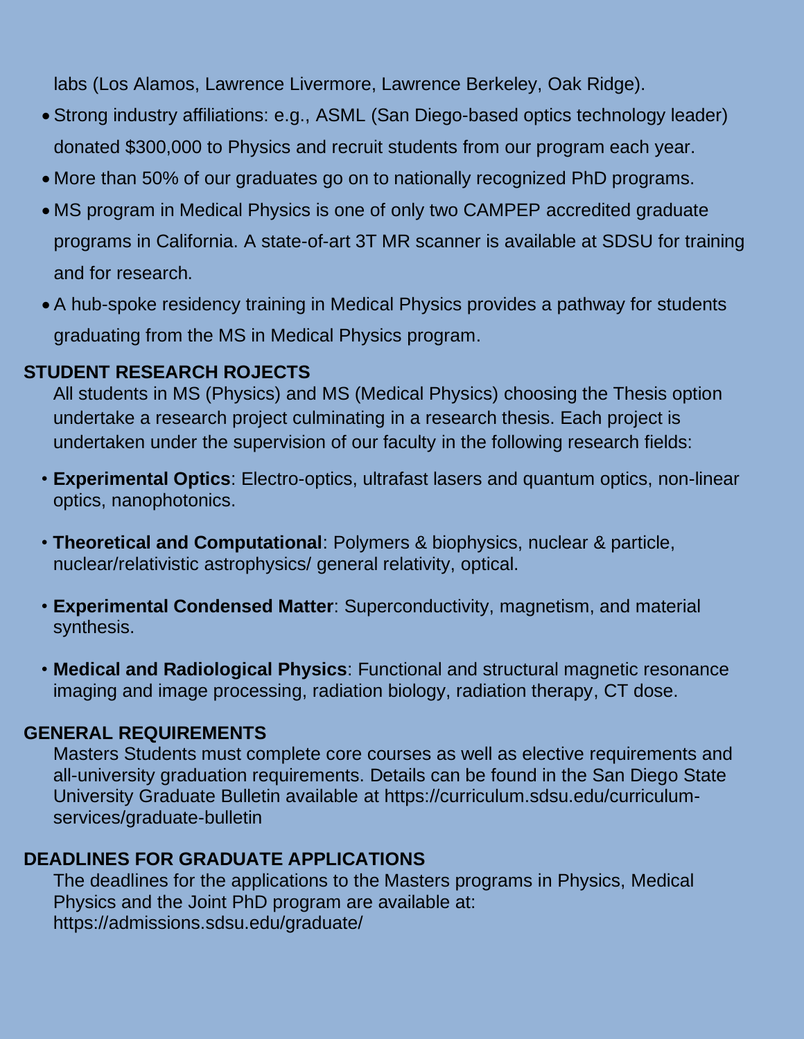labs (Los Alamos, Lawrence Livermore, Lawrence Berkeley, Oak Ridge).

- Strong industry affiliations: e.g., ASML (San Diego-based optics technology leader) donated $300,000 to Physics and recruit students from our program each year.
- More than 50% of our graduates go on to nationally recognized PhD programs.
- MS program in Medical Physics is one of only two CAMPEP accredited graduate programs in California. A state-of-art 3T MR scanner is available at SDSU for training and for research.
- A hub-spoke residency training in Medical Physics provides a pathway for students graduating from the MS in Medical Physics program.

## STUDENT RESEARCH ROJECTS

All students in MS (Physics) and MS (Medical Physics) choosing the Thesis option undertake a research project culminating in a research thesis. Each project is undertaken under the supervision of our faculty in the following research fields:

- **Experimental Optics**: Electro-optics, ultrafast lasers and quantum optics, non-linear optics, nanophotonics.
- **Theoretical and Computational**: Polymers & biophysics, nuclear & particle, nuclear/relativistic astrophysics/ general relativity, optical.
- **Experimental Condensed Matter**: Superconductivity, magnetism, and material synthesis.
- **Medical and Radiological Physics**: Functional and structural magnetic resonance imaging and image processing, radiation biology, radiation therapy, CT dose.

## GENERAL REQUIREMENTS

Masters Students must complete core courses as well as elective requirements and all-university graduation requirements. Details can be found in the San Diego State University Graduate Bulletin available at https://curriculum.sdsu.edu/curriculum-services/graduate-bulletin

## DEADLINES FOR GRADUATE APPLICATIONS

The deadlines for the applications to the Masters programs in Physics, Medical Physics and the Joint PhD program are available at: https://admissions.sdsu.edu/graduate/